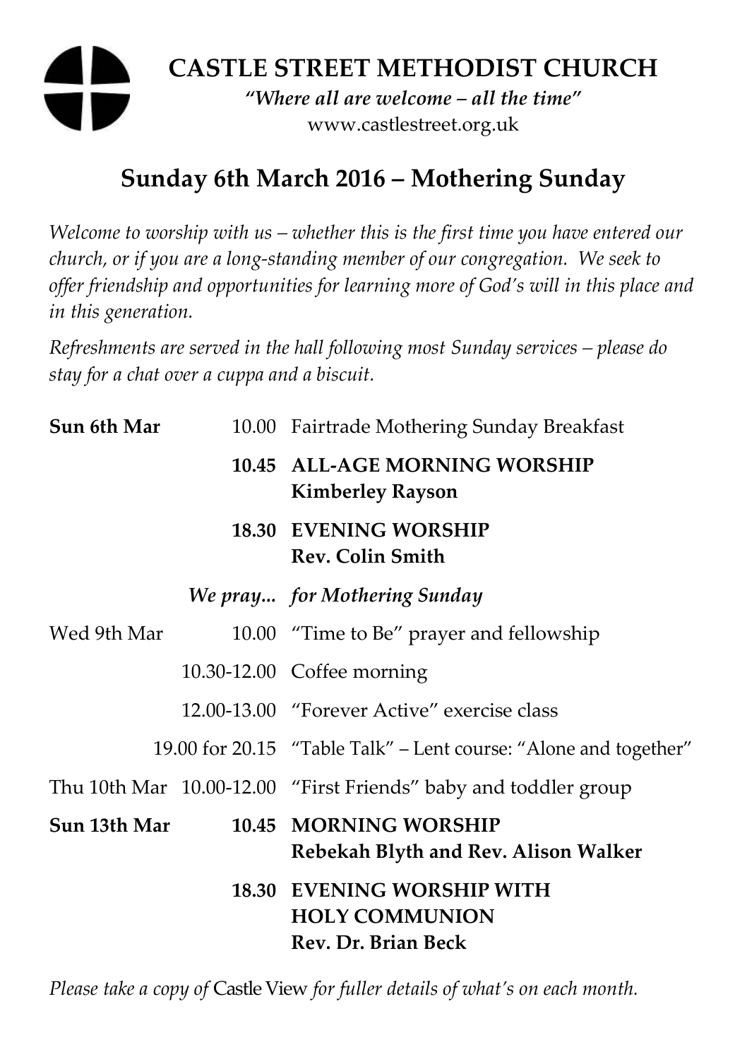# CASTLE STREET METHODIST CHURCH

*"Where all are welcome – all the time"*

www.castlestreet.org.uk

## Sunday 6th March 2016 – Mothering Sunday

*Welcome to worship with us – whether this is the first time you have entered our church, or if you are a long-standing member of our congregation. We seek to offer friendship and opportunities for learning more of God's will in this place and in this generation.*

*Refreshments are served in the hall following most Sunday services – please do stay for a chat over a cuppa and a biscuit.*

| | | |
|---|---|---|
| **Sun 6th Mar** | 10.00 | Fairtrade Mothering Sunday Breakfast |
| | **10.45** | **ALL-AGE MORNING WORSHIP**<br>**Kimberley Rayson** |
| | **18.30** | **EVENING WORSHIP**<br>**Rev. Colin Smith** |
| | ***We pray...*** | ***for Mothering Sunday*** |
| Wed 9th Mar | 10.00 | "Time to Be" prayer and fellowship |
| | 10.30-12.00 | Coffee morning |
| | 12.00-13.00 | "Forever Active" exercise class |
| | 19.00 for 20.15 | "Table Talk" – Lent course: "Alone and together" |
| Thu 10th Mar | 10.00-12.00 | "First Friends" baby and toddler group |
| **Sun 13th Mar** | **10.45** | **MORNING WORSHIP**<br>**Rebekah Blyth and Rev. Alison Walker** |
| | **18.30** | **EVENING WORSHIP WITH HOLY COMMUNION**<br>**Rev. Dr. Brian Beck** |

*Please take a copy of* Castle View *for fuller details of what's on each month.*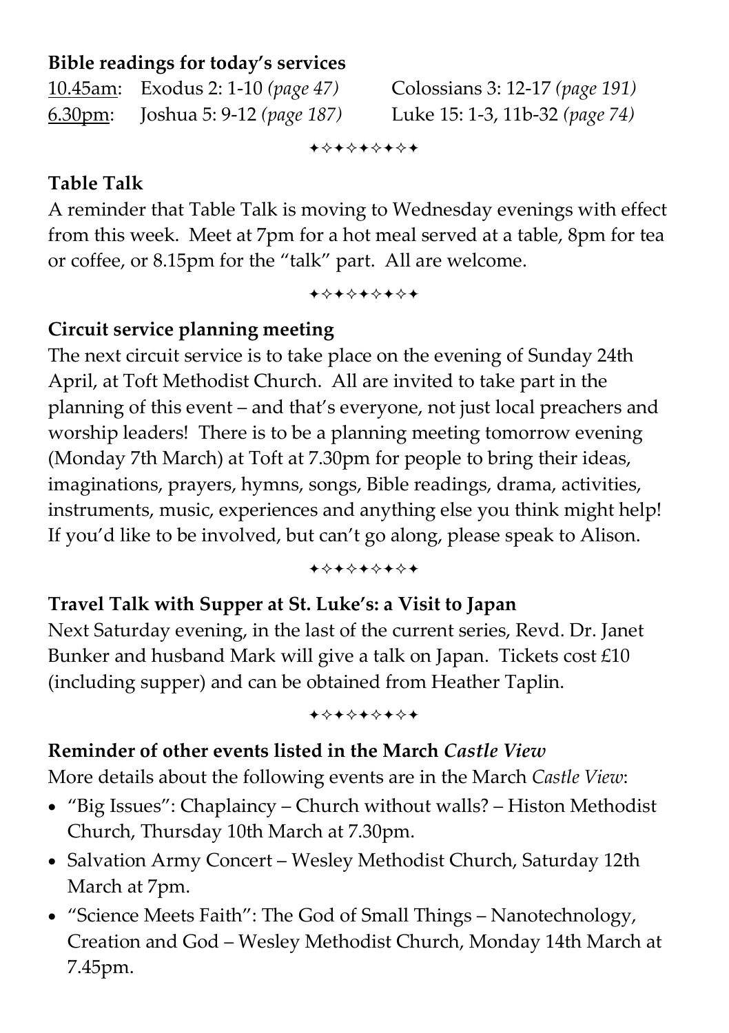**Bible readings for today's services**

| | | |
|---|---|---|
| <u>10.45am</u>: | Exodus 2: 1-10 *(page 47)* | Colossians 3: 12-17 *(page 191)* |
| <u>6.30pm</u>: | Joshua 5: 9-12 *(page 187)* | Luke 15: 1-3, 11b-32 *(page 74)* |

✦✧✦✧✦✧✦✧✦

**Table Talk**

A reminder that Table Talk is moving to Wednesday evenings with effect from this week. Meet at 7pm for a hot meal served at a table, 8pm for tea or coffee, or 8.15pm for the "talk" part. All are welcome.

✦✧✦✧✦✧✦✧✦

**Circuit service planning meeting**

The next circuit service is to take place on the evening of Sunday 24th April, at Toft Methodist Church. All are invited to take part in the planning of this event – and that's everyone, not just local preachers and worship leaders! There is to be a planning meeting tomorrow evening (Monday 7th March) at Toft at 7.30pm for people to bring their ideas, imaginations, prayers, hymns, songs, Bible readings, drama, activities, instruments, music, experiences and anything else you think might help! If you'd like to be involved, but can't go along, please speak to Alison.

✦✧✦✧✦✧✦✧✦

**Travel Talk with Supper at St. Luke's: a Visit to Japan**

Next Saturday evening, in the last of the current series, Revd. Dr. Janet Bunker and husband Mark will give a talk on Japan. Tickets cost £10 (including supper) and can be obtained from Heather Taplin.

✦✧✦✧✦✧✦✧✦

**Reminder of other events listed in the March *Castle View***

More details about the following events are in the March *Castle View*:

- "Big Issues": Chaplaincy – Church without walls? – Histon Methodist Church, Thursday 10th March at 7.30pm.
- Salvation Army Concert – Wesley Methodist Church, Saturday 12th March at 7pm.
- "Science Meets Faith": The God of Small Things – Nanotechnology, Creation and God – Wesley Methodist Church, Monday 14th March at 7.45pm.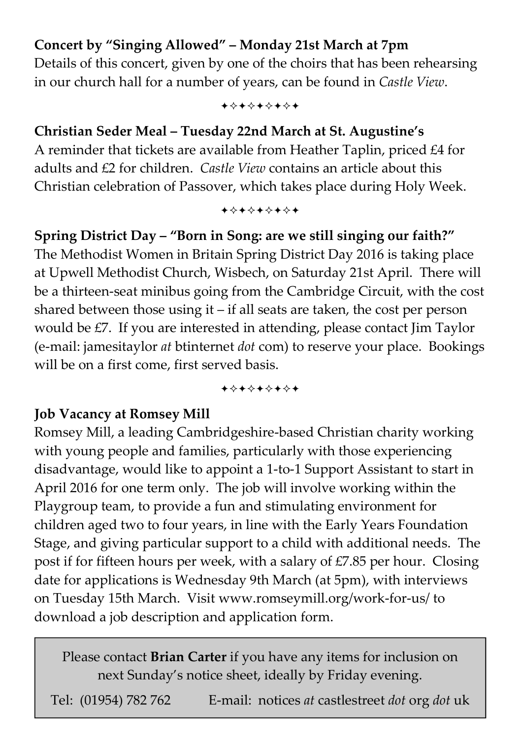**Concert by "Singing Allowed" – Monday 21st March at 7pm**
Details of this concert, given by one of the choirs that has been rehearsing in our church hall for a number of years, can be found in *Castle View*.

✦✧✦✧✦✧✦✧✦

**Christian Seder Meal – Tuesday 22nd March at St. Augustine's**
A reminder that tickets are available from Heather Taplin, priced £4 for adults and £2 for children. *Castle View* contains an article about this Christian celebration of Passover, which takes place during Holy Week.

✦✧✦✧✦✧✦✧✦

**Spring District Day – "Born in Song: are we still singing our faith?"**
The Methodist Women in Britain Spring District Day 2016 is taking place at Upwell Methodist Church, Wisbech, on Saturday 21st April. There will be a thirteen-seat minibus going from the Cambridge Circuit, with the cost shared between those using it – if all seats are taken, the cost per person would be £7. If you are interested in attending, please contact Jim Taylor (e-mail: jamesitaylor *at* btinternet *dot* com) to reserve your place. Bookings will be on a first come, first served basis.

✦✧✦✧✦✧✦✧✦

**Job Vacancy at Romsey Mill**
Romsey Mill, a leading Cambridgeshire-based Christian charity working with young people and families, particularly with those experiencing disadvantage, would like to appoint a 1-to-1 Support Assistant to start in April 2016 for one term only. The job will involve working within the Playgroup team, to provide a fun and stimulating environment for children aged two to four years, in line with the Early Years Foundation Stage, and giving particular support to a child with additional needs. The post if for fifteen hours per week, with a salary of £7.85 per hour. Closing date for applications is Wednesday 9th March (at 5pm), with interviews on Tuesday 15th March. Visit www.romseymill.org/work-for-us/ to download a job description and application form.

Please contact **Brian Carter** if you have any items for inclusion on next Sunday's notice sheet, ideally by Friday evening.

Tel: (01954) 782 762 E-mail: notices *at* castlestreet *dot* org *dot* uk